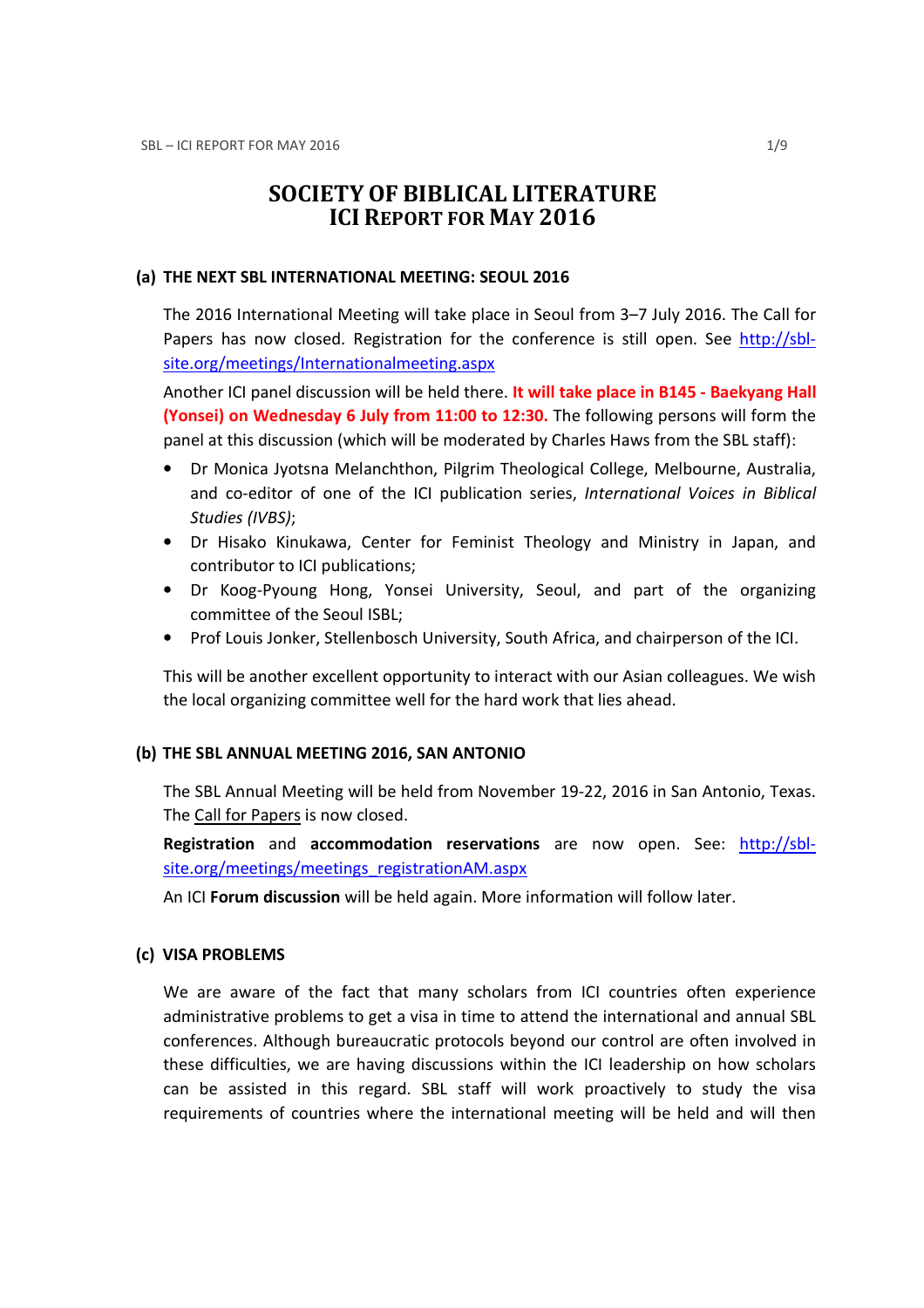# SOCIETY OF BIBLICAL LITERATURE
# ICI REPORT FOR MAY 2016

## (a) THE NEXT SBL INTERNATIONAL MEETING: SEOUL 2016

The 2016 International Meeting will take place in Seoul from 3–7 July 2016. The Call for Papers has now closed. Registration for the conference is still open. See [http://sbl-site.org/meetings/Internationalmeeting.aspx](http://sbl-site.org/meetings/Internationalmeeting.aspx)

Another ICI panel discussion will be held there. **It will take place in B145 - Baekyang Hall (Yonsei) on Wednesday 6 July from 11:00 to 12:30.** The following persons will form the panel at this discussion (which will be moderated by Charles Haws from the SBL staff):

- Dr Monica Jyotsna Melanchthon, Pilgrim Theological College, Melbourne, Australia, and co-editor of one of the ICI publication series, *International Voices in Biblical Studies (IVBS)*;
- Dr Hisako Kinukawa, Center for Feminist Theology and Ministry in Japan, and contributor to ICI publications;
- Dr Koog-Pyoung Hong, Yonsei University, Seoul, and part of the organizing committee of the Seoul ISBL;
- Prof Louis Jonker, Stellenbosch University, South Africa, and chairperson of the ICI.

This will be another excellent opportunity to interact with our Asian colleagues. We wish the local organizing committee well for the hard work that lies ahead.

## (b) THE SBL ANNUAL MEETING 2016, SAN ANTONIO

The SBL Annual Meeting will be held from November 19-22, 2016 in San Antonio, Texas. The Call for Papers is now closed.

**Registration** and **accommodation reservations** are now open. See: [http://sbl-site.org/meetings/meetings_registrationAM.aspx](http://sbl-site.org/meetings/meetings_registrationAM.aspx)

An ICI **Forum discussion** will be held again. More information will follow later.

## (c) VISA PROBLEMS

We are aware of the fact that many scholars from ICI countries often experience administrative problems to get a visa in time to attend the international and annual SBL conferences. Although bureaucratic protocols beyond our control are often involved in these difficulties, we are having discussions within the ICI leadership on how scholars can be assisted in this regard. SBL staff will work proactively to study the visa requirements of countries where the international meeting will be held and will then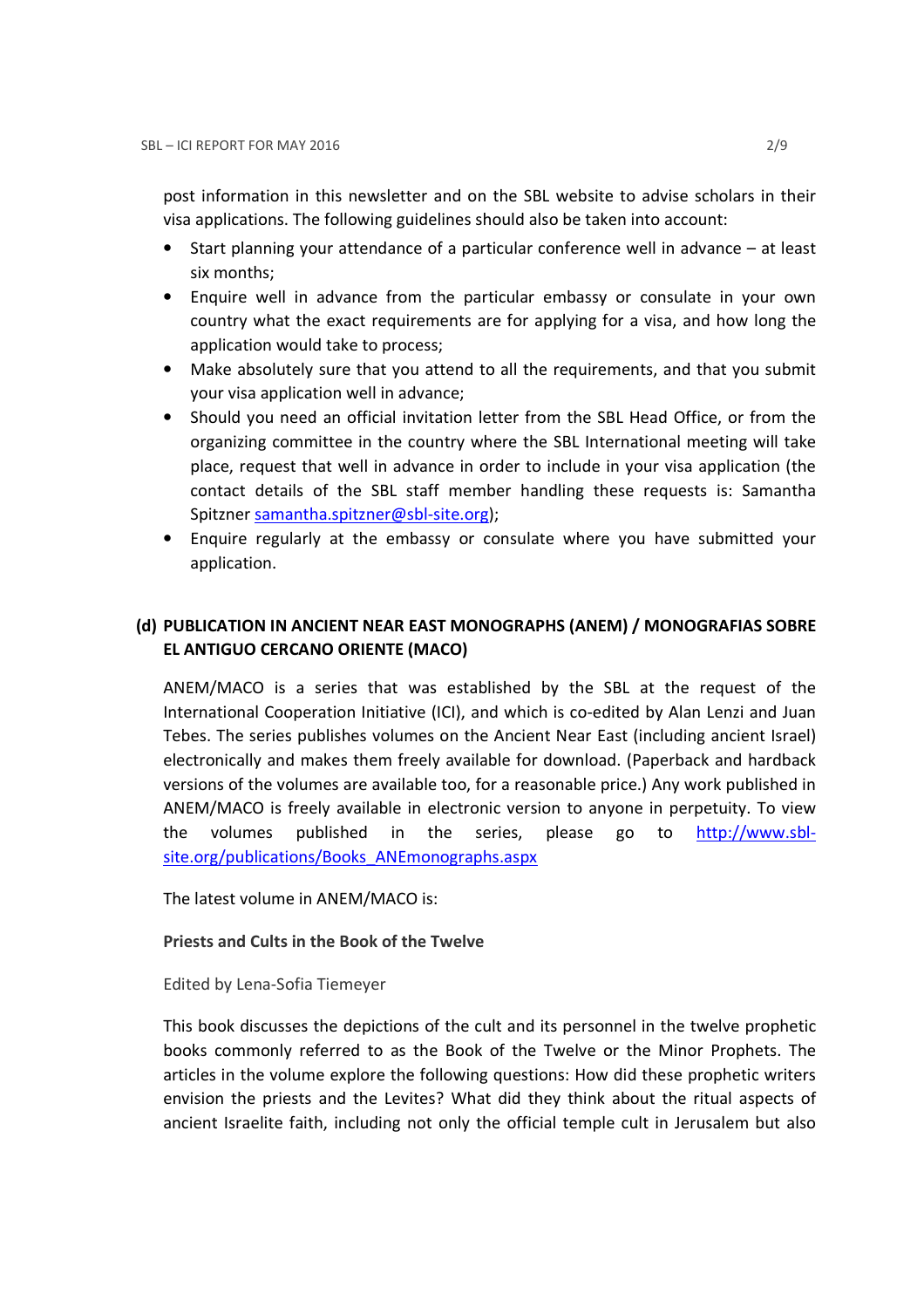post information in this newsletter and on the SBL website to advise scholars in their visa applications. The following guidelines should also be taken into account:

- Start planning your attendance of a particular conference well in advance – at least six months;
- Enquire well in advance from the particular embassy or consulate in your own country what the exact requirements are for applying for a visa, and how long the application would take to process;
- Make absolutely sure that you attend to all the requirements, and that you submit your visa application well in advance;
- Should you need an official invitation letter from the SBL Head Office, or from the organizing committee in the country where the SBL International meeting will take place, request that well in advance in order to include in your visa application (the contact details of the SBL staff member handling these requests is: Samantha Spitzner [samantha.spitzner@sbl-site.org](mailto:samantha.spitzner@sbl-site.org));
- Enquire regularly at the embassy or consulate where you have submitted your application.

### (d) PUBLICATION IN ANCIENT NEAR EAST MONOGRAPHS (ANEM) / MONOGRAFIAS SOBRE EL ANTIGUO CERCANO ORIENTE (MACO)

ANEM/MACO is a series that was established by the SBL at the request of the International Cooperation Initiative (ICI), and which is co-edited by Alan Lenzi and Juan Tebes. The series publishes volumes on the Ancient Near East (including ancient Israel) electronically and makes them freely available for download. (Paperback and hardback versions of the volumes are available too, for a reasonable price.) Any work published in ANEM/MACO is freely available in electronic version to anyone in perpetuity. To view the volumes published in the series, please go to [http://www.sbl-site.org/publications/Books_ANEmonographs.aspx](http://www.sbl-site.org/publications/Books_ANEmonographs.aspx)

The latest volume in ANEM/MACO is:

**Priests and Cults in the Book of the Twelve**

Edited by Lena-Sofia Tiemeyer

This book discusses the depictions of the cult and its personnel in the twelve prophetic books commonly referred to as the Book of the Twelve or the Minor Prophets. The articles in the volume explore the following questions: How did these prophetic writers envision the priests and the Levites? What did they think about the ritual aspects of ancient Israelite faith, including not only the official temple cult in Jerusalem but also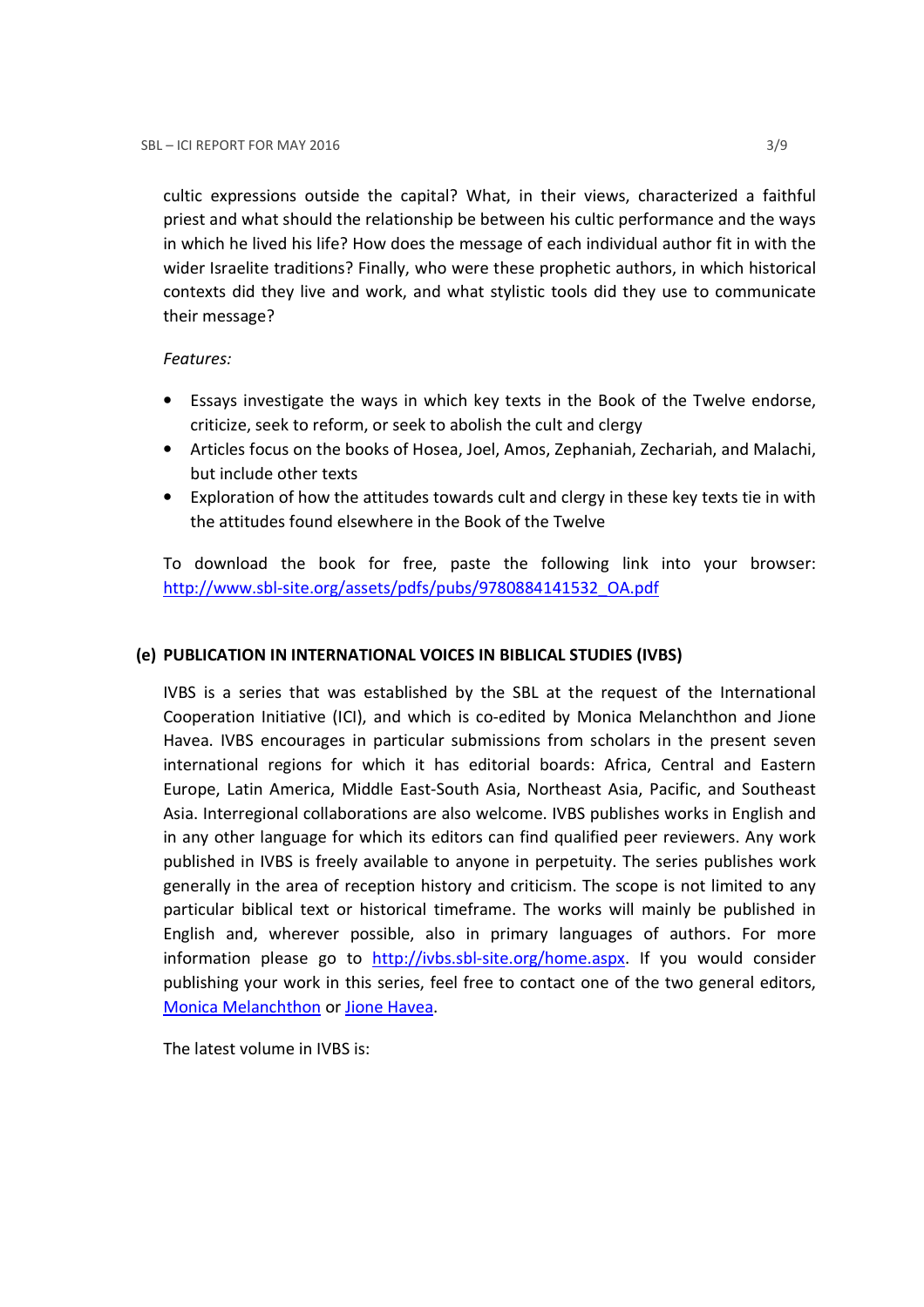cultic expressions outside the capital? What, in their views, characterized a faithful priest and what should the relationship be between his cultic performance and the ways in which he lived his life? How does the message of each individual author fit in with the wider Israelite traditions? Finally, who were these prophetic authors, in which historical contexts did they live and work, and what stylistic tools did they use to communicate their message?

*Features:*

- Essays investigate the ways in which key texts in the Book of the Twelve endorse, criticize, seek to reform, or seek to abolish the cult and clergy
- Articles focus on the books of Hosea, Joel, Amos, Zephaniah, Zechariah, and Malachi, but include other texts
- Exploration of how the attitudes towards cult and clergy in these key texts tie in with the attitudes found elsewhere in the Book of the Twelve

To download the book for free, paste the following link into your browser: http://www.sbl-site.org/assets/pdfs/pubs/9780884141532_OA.pdf

### (e) PUBLICATION IN INTERNATIONAL VOICES IN BIBLICAL STUDIES (IVBS)

IVBS is a series that was established by the SBL at the request of the International Cooperation Initiative (ICI), and which is co-edited by Monica Melanchthon and Jione Havea. IVBS encourages in particular submissions from scholars in the present seven international regions for which it has editorial boards: Africa, Central and Eastern Europe, Latin America, Middle East-South Asia, Northeast Asia, Pacific, and Southeast Asia. Interregional collaborations are also welcome. IVBS publishes works in English and in any other language for which its editors can find qualified peer reviewers. Any work published in IVBS is freely available to anyone in perpetuity. The series publishes work generally in the area of reception history and criticism. The scope is not limited to any particular biblical text or historical timeframe. The works will mainly be published in English and, wherever possible, also in primary languages of authors. For more information please go to http://ivbs.sbl-site.org/home.aspx. If you would consider publishing your work in this series, feel free to contact one of the two general editors, Monica Melanchthon or Jione Havea.

The latest volume in IVBS is: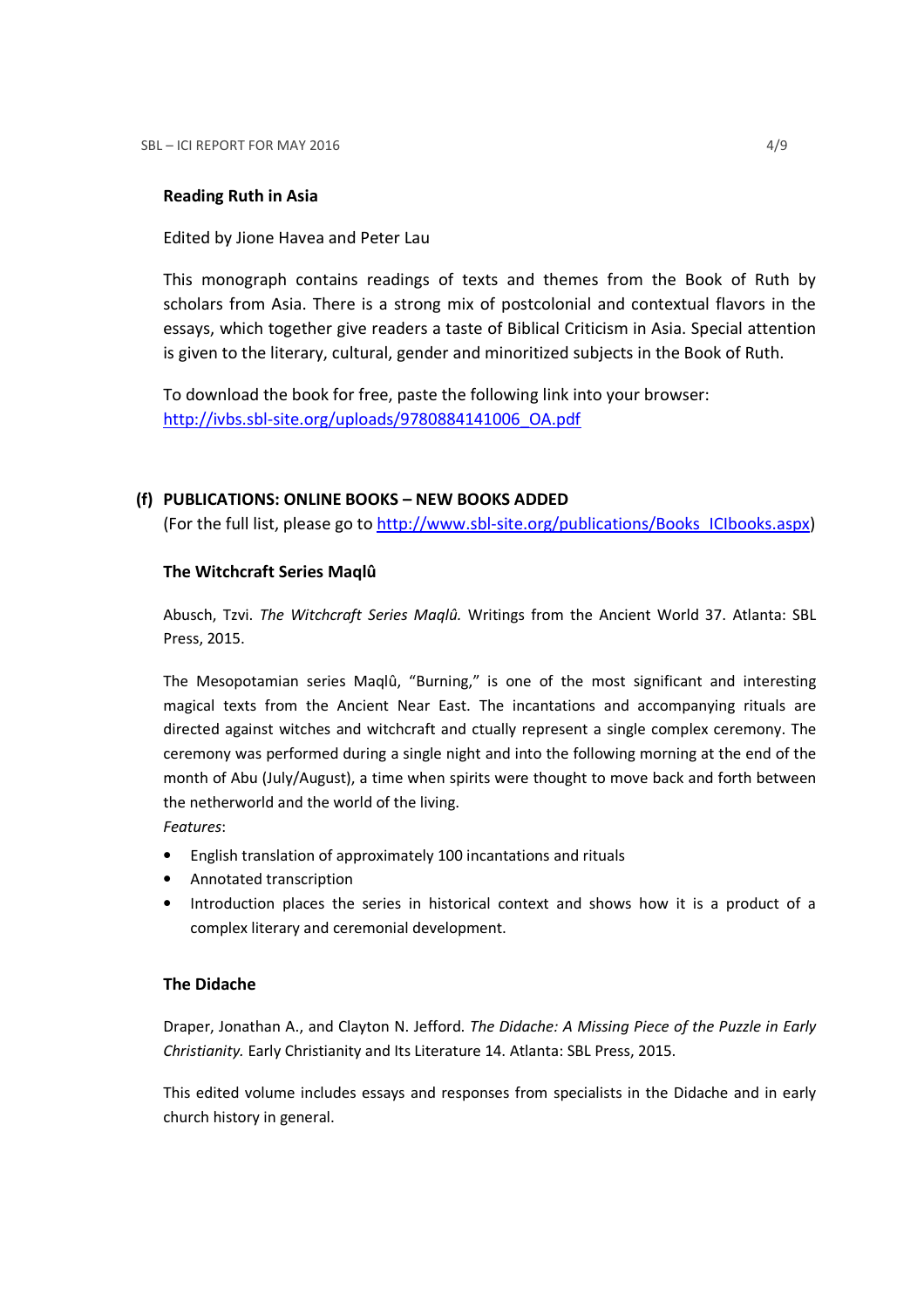**Reading Ruth in Asia**

Edited by Jione Havea and Peter Lau

This monograph contains readings of texts and themes from the Book of Ruth by scholars from Asia. There is a strong mix of postcolonial and contextual flavors in the essays, which together give readers a taste of Biblical Criticism in Asia. Special attention is given to the literary, cultural, gender and minoritized subjects in the Book of Ruth.

To download the book for free, paste the following link into your browser: http://ivbs.sbl-site.org/uploads/9780884141006_OA.pdf

## (f) PUBLICATIONS: ONLINE BOOKS – NEW BOOKS ADDED

(For the full list, please go to http://www.sbl-site.org/publications/Books_ICIbooks.aspx)

**The Witchcraft Series Maqlû**

Abusch, Tzvi. *The Witchcraft Series Maqlû.* Writings from the Ancient World 37. Atlanta: SBL Press, 2015.

The Mesopotamian series Maqlû, "Burning," is one of the most significant and interesting magical texts from the Ancient Near East. The incantations and accompanying rituals are directed against witches and witchcraft and ctually represent a single complex ceremony. The ceremony was performed during a single night and into the following morning at the end of the month of Abu (July/August), a time when spirits were thought to move back and forth between the netherworld and the world of the living.

*Features*:

- English translation of approximately 100 incantations and rituals
- Annotated transcription
- Introduction places the series in historical context and shows how it is a product of a complex literary and ceremonial development.

**The Didache**

Draper, Jonathan A., and Clayton N. Jefford. *The Didache: A Missing Piece of the Puzzle in Early Christianity.* Early Christianity and Its Literature 14. Atlanta: SBL Press, 2015.

This edited volume includes essays and responses from specialists in the Didache and in early church history in general.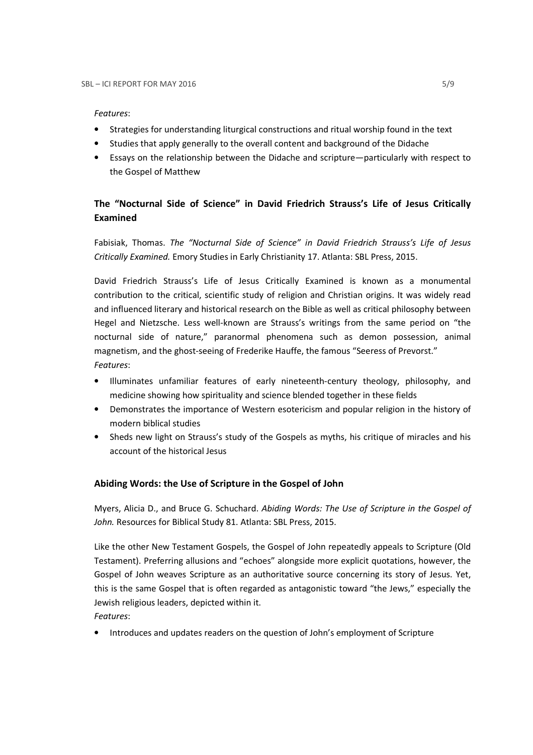*Features*:

- Strategies for understanding liturgical constructions and ritual worship found in the text
- Studies that apply generally to the overall content and background of the Didache
- Essays on the relationship between the Didache and scripture—particularly with respect to the Gospel of Matthew

### The "Nocturnal Side of Science" in David Friedrich Strauss's Life of Jesus Critically Examined

Fabisiak, Thomas. *The "Nocturnal Side of Science" in David Friedrich Strauss's Life of Jesus Critically Examined.* Emory Studies in Early Christianity 17. Atlanta: SBL Press, 2015.

David Friedrich Strauss's Life of Jesus Critically Examined is known as a monumental contribution to the critical, scientific study of religion and Christian origins. It was widely read and influenced literary and historical research on the Bible as well as critical philosophy between Hegel and Nietzsche. Less well-known are Strauss's writings from the same period on "the nocturnal side of nature," paranormal phenomena such as demon possession, animal magnetism, and the ghost-seeing of Frederike Hauffe, the famous "Seeress of Prevorst."

*Features*:

- Illuminates unfamiliar features of early nineteenth-century theology, philosophy, and medicine showing how spirituality and science blended together in these fields
- Demonstrates the importance of Western esotericism and popular religion in the history of modern biblical studies
- Sheds new light on Strauss's study of the Gospels as myths, his critique of miracles and his account of the historical Jesus

### Abiding Words: the Use of Scripture in the Gospel of John

Myers, Alicia D., and Bruce G. Schuchard. *Abiding Words: The Use of Scripture in the Gospel of John.* Resources for Biblical Study 81. Atlanta: SBL Press, 2015.

Like the other New Testament Gospels, the Gospel of John repeatedly appeals to Scripture (Old Testament). Preferring allusions and "echoes" alongside more explicit quotations, however, the Gospel of John weaves Scripture as an authoritative source concerning its story of Jesus. Yet, this is the same Gospel that is often regarded as antagonistic toward "the Jews," especially the Jewish religious leaders, depicted within it.

*Features*:

- Introduces and updates readers on the question of John's employment of Scripture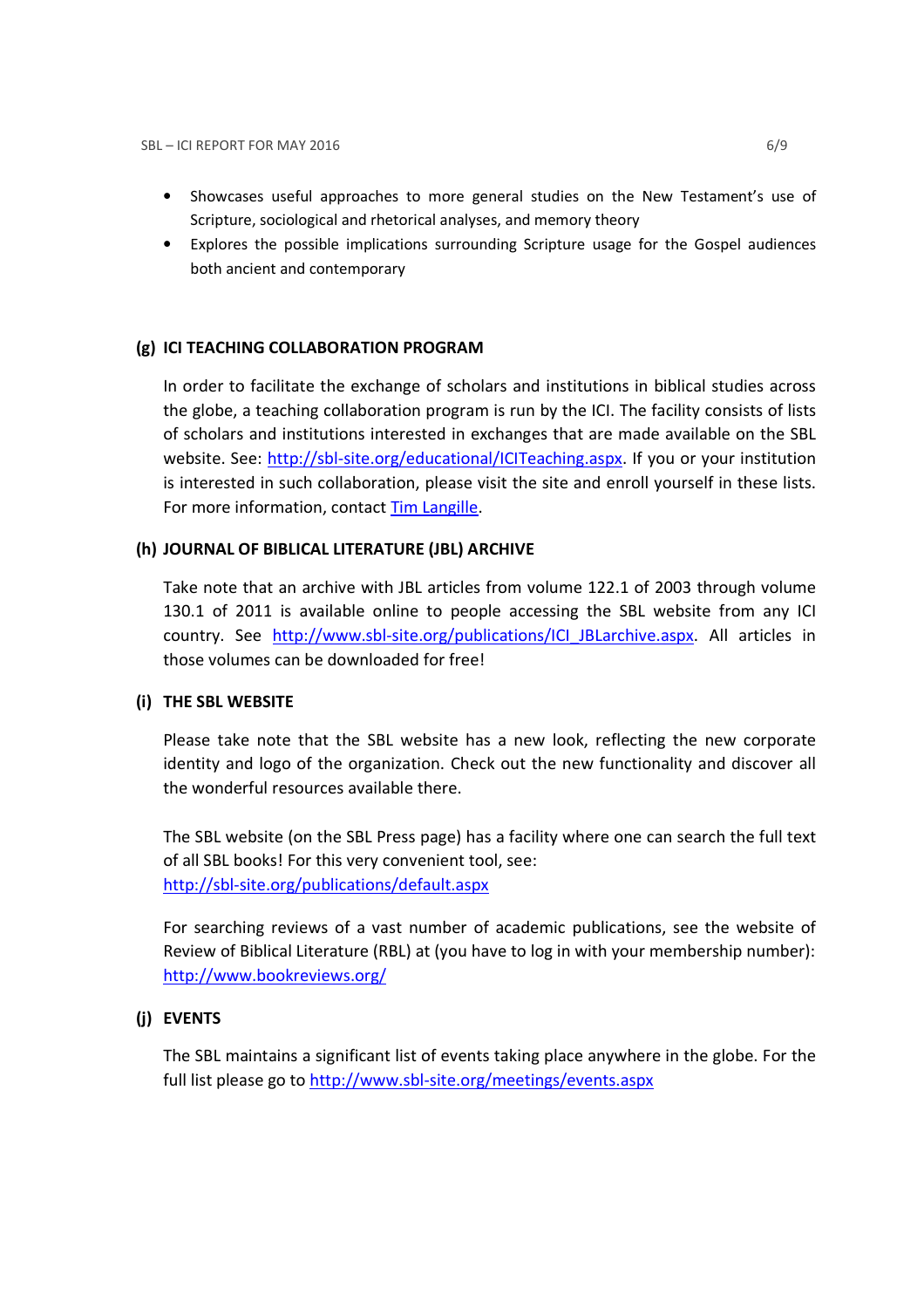- Showcases useful approaches to more general studies on the New Testament's use of Scripture, sociological and rhetorical analyses, and memory theory
- Explores the possible implications surrounding Scripture usage for the Gospel audiences both ancient and contemporary

### (g) ICI TEACHING COLLABORATION PROGRAM

In order to facilitate the exchange of scholars and institutions in biblical studies across the globe, a teaching collaboration program is run by the ICI. The facility consists of lists of scholars and institutions interested in exchanges that are made available on the SBL website. See: [http://sbl-site.org/educational/ICITeaching.aspx](http://sbl-site.org/educational/ICITeaching.aspx). If you or your institution is interested in such collaboration, please visit the site and enroll yourself in these lists. For more information, contact Tim Langille.

### (h) JOURNAL OF BIBLICAL LITERATURE (JBL) ARCHIVE

Take note that an archive with JBL articles from volume 122.1 of 2003 through volume 130.1 of 2011 is available online to people accessing the SBL website from any ICI country. See [http://www.sbl-site.org/publications/ICI_JBLarchive.aspx](http://www.sbl-site.org/publications/ICI_JBLarchive.aspx). All articles in those volumes can be downloaded for free!

### (i) THE SBL WEBSITE

Please take note that the SBL website has a new look, reflecting the new corporate identity and logo of the organization. Check out the new functionality and discover all the wonderful resources available there.

The SBL website (on the SBL Press page) has a facility where one can search the full text of all SBL books! For this very convenient tool, see:
[http://sbl-site.org/publications/default.aspx](http://sbl-site.org/publications/default.aspx)

For searching reviews of a vast number of academic publications, see the website of Review of Biblical Literature (RBL) at (you have to log in with your membership number):
[http://www.bookreviews.org/](http://www.bookreviews.org/)

### (j) EVENTS

The SBL maintains a significant list of events taking place anywhere in the globe. For the full list please go to [http://www.sbl-site.org/meetings/events.aspx](http://www.sbl-site.org/meetings/events.aspx)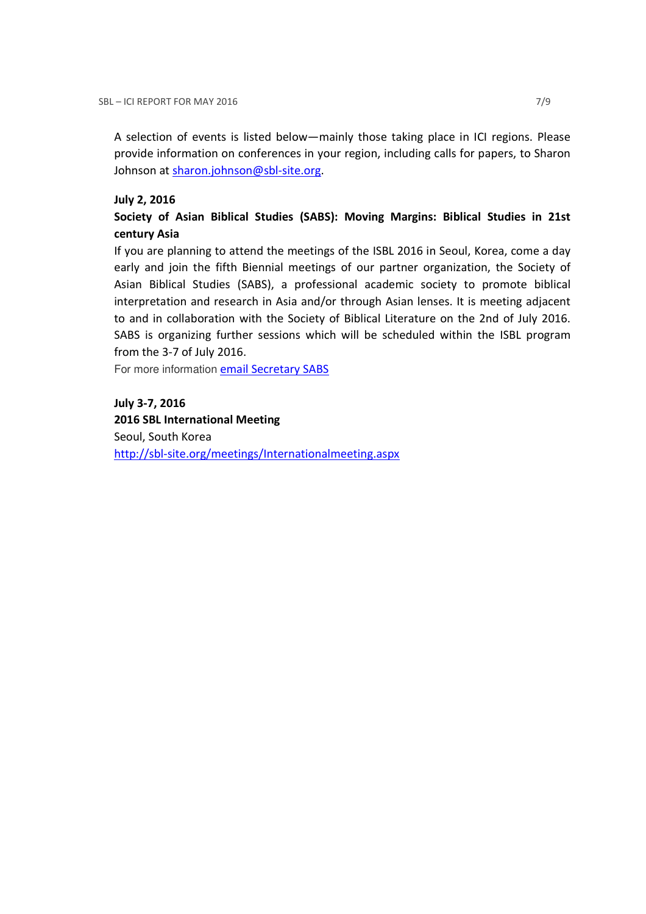A selection of events is listed below—mainly those taking place in ICI regions. Please provide information on conferences in your region, including calls for papers, to Sharon Johnson at sharon.johnson@sbl-site.org.

**July 2, 2016**

**Society of Asian Biblical Studies (SABS): Moving Margins: Biblical Studies in 21st century Asia**

If you are planning to attend the meetings of the ISBL 2016 in Seoul, Korea, come a day early and join the fifth Biennial meetings of our partner organization, the Society of Asian Biblical Studies (SABS), a professional academic society to promote biblical interpretation and research in Asia and/or through Asian lenses. It is meeting adjacent to and in collaboration with the Society of Biblical Literature on the 2nd of July 2016. SABS is organizing further sessions which will be scheduled within the ISBL program from the 3-7 of July 2016.

For more information email Secretary SABS

**July 3-7, 2016**

**2016 SBL International Meeting**

Seoul, South Korea

http://sbl-site.org/meetings/Internationalmeeting.aspx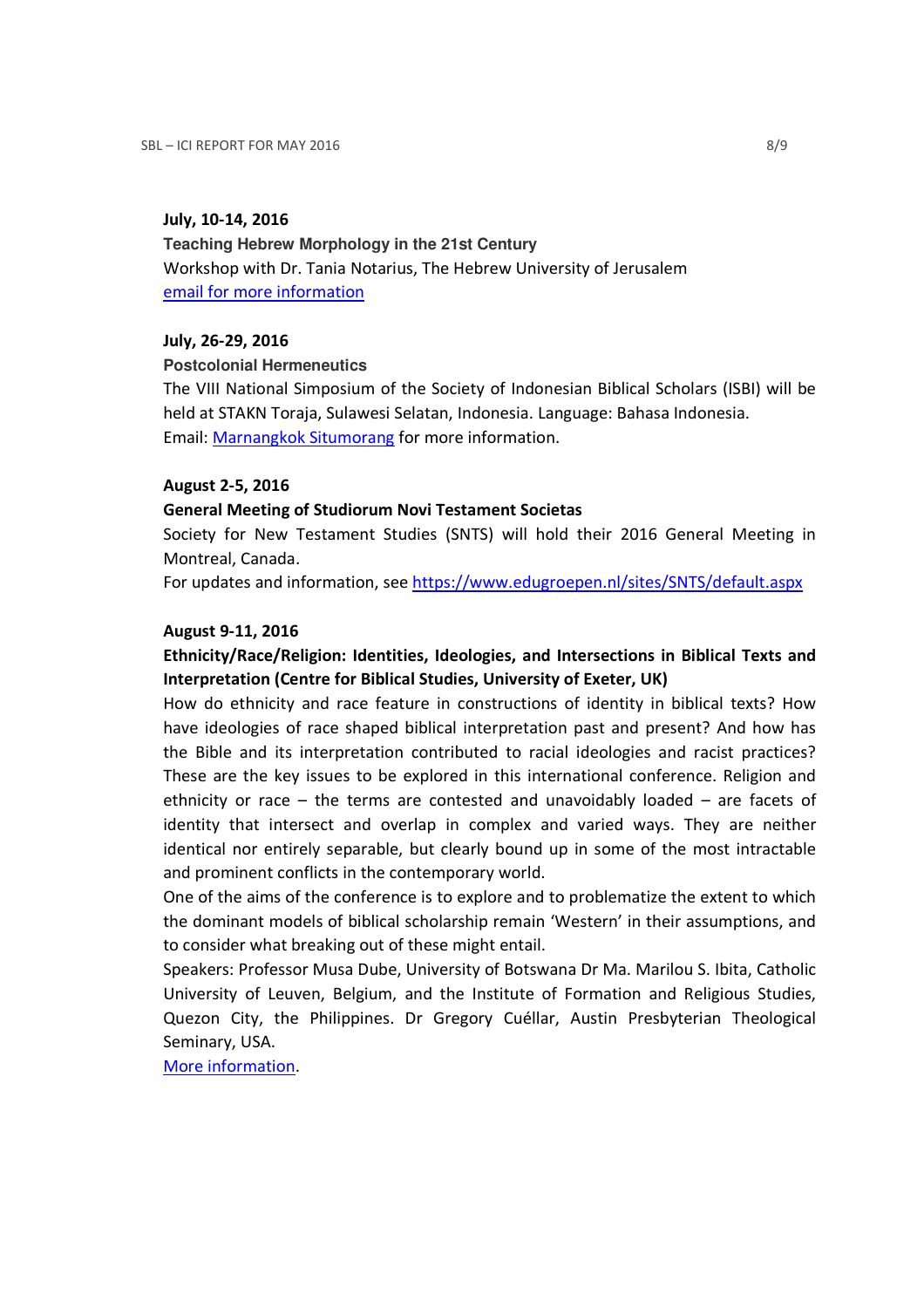**July, 10-14, 2016**

**Teaching Hebrew Morphology in the 21st Century**

Workshop with Dr. Tania Notarius, The Hebrew University of Jerusalem

email for more information

**July, 26-29, 2016**

**Postcolonial Hermeneutics**

The VIII National Simposium of the Society of Indonesian Biblical Scholars (ISBI) will be held at STAKN Toraja, Sulawesi Selatan, Indonesia. Language: Bahasa Indonesia.

Email: Marnangkok Situmorang for more information.

**August 2-5, 2016**

**General Meeting of Studiorum Novi Testament Societas**

Society for New Testament Studies (SNTS) will hold their 2016 General Meeting in Montreal, Canada.

For updates and information, see https://www.edugroepen.nl/sites/SNTS/default.aspx

**August 9-11, 2016**

**Ethnicity/Race/Religion: Identities, Ideologies, and Intersections in Biblical Texts and Interpretation (Centre for Biblical Studies, University of Exeter, UK)**

How do ethnicity and race feature in constructions of identity in biblical texts? How have ideologies of race shaped biblical interpretation past and present? And how has the Bible and its interpretation contributed to racial ideologies and racist practices? These are the key issues to be explored in this international conference. Religion and ethnicity or race – the terms are contested and unavoidably loaded – are facets of identity that intersect and overlap in complex and varied ways. They are neither identical nor entirely separable, but clearly bound up in some of the most intractable and prominent conflicts in the contemporary world.

One of the aims of the conference is to explore and to problematize the extent to which the dominant models of biblical scholarship remain 'Western' in their assumptions, and to consider what breaking out of these might entail.

Speakers: Professor Musa Dube, University of Botswana Dr Ma. Marilou S. Ibita, Catholic University of Leuven, Belgium, and the Institute of Formation and Religious Studies, Quezon City, the Philippines. Dr Gregory Cuéllar, Austin Presbyterian Theological Seminary, USA.

More information.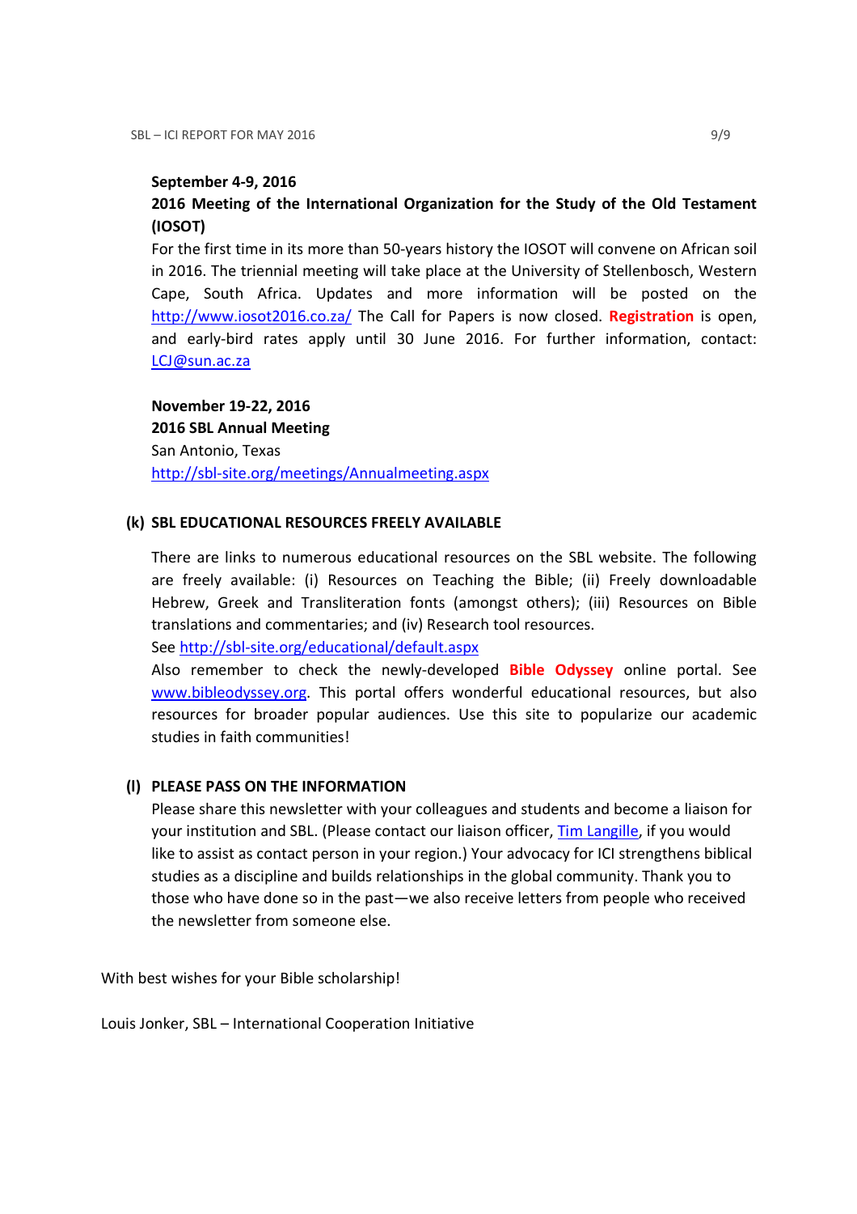**September 4-9, 2016**

**2016 Meeting of the International Organization for the Study of the Old Testament (IOSOT)**

For the first time in its more than 50-years history the IOSOT will convene on African soil in 2016. The triennial meeting will take place at the University of Stellenbosch, Western Cape, South Africa. Updates and more information will be posted on the http://www.iosot2016.co.za/ The Call for Papers is now closed. **Registration** is open, and early-bird rates apply until 30 June 2016. For further information, contact: LCJ@sun.ac.za

**November 19-22, 2016**

**2016 SBL Annual Meeting**

San Antonio, Texas

http://sbl-site.org/meetings/Annualmeeting.aspx

### (k) SBL EDUCATIONAL RESOURCES FREELY AVAILABLE

There are links to numerous educational resources on the SBL website. The following are freely available: (i) Resources on Teaching the Bible; (ii) Freely downloadable Hebrew, Greek and Transliteration fonts (amongst others); (iii) Resources on Bible translations and commentaries; and (iv) Research tool resources.

See http://sbl-site.org/educational/default.aspx

Also remember to check the newly-developed **Bible Odyssey** online portal. See www.bibleodyssey.org. This portal offers wonderful educational resources, but also resources for broader popular audiences. Use this site to popularize our academic studies in faith communities!

### (l) PLEASE PASS ON THE INFORMATION

Please share this newsletter with your colleagues and students and become a liaison for your institution and SBL. (Please contact our liaison officer, Tim Langille, if you would like to assist as contact person in your region.) Your advocacy for ICI strengthens biblical studies as a discipline and builds relationships in the global community. Thank you to those who have done so in the past—we also receive letters from people who received the newsletter from someone else.

With best wishes for your Bible scholarship!

Louis Jonker, SBL – International Cooperation Initiative